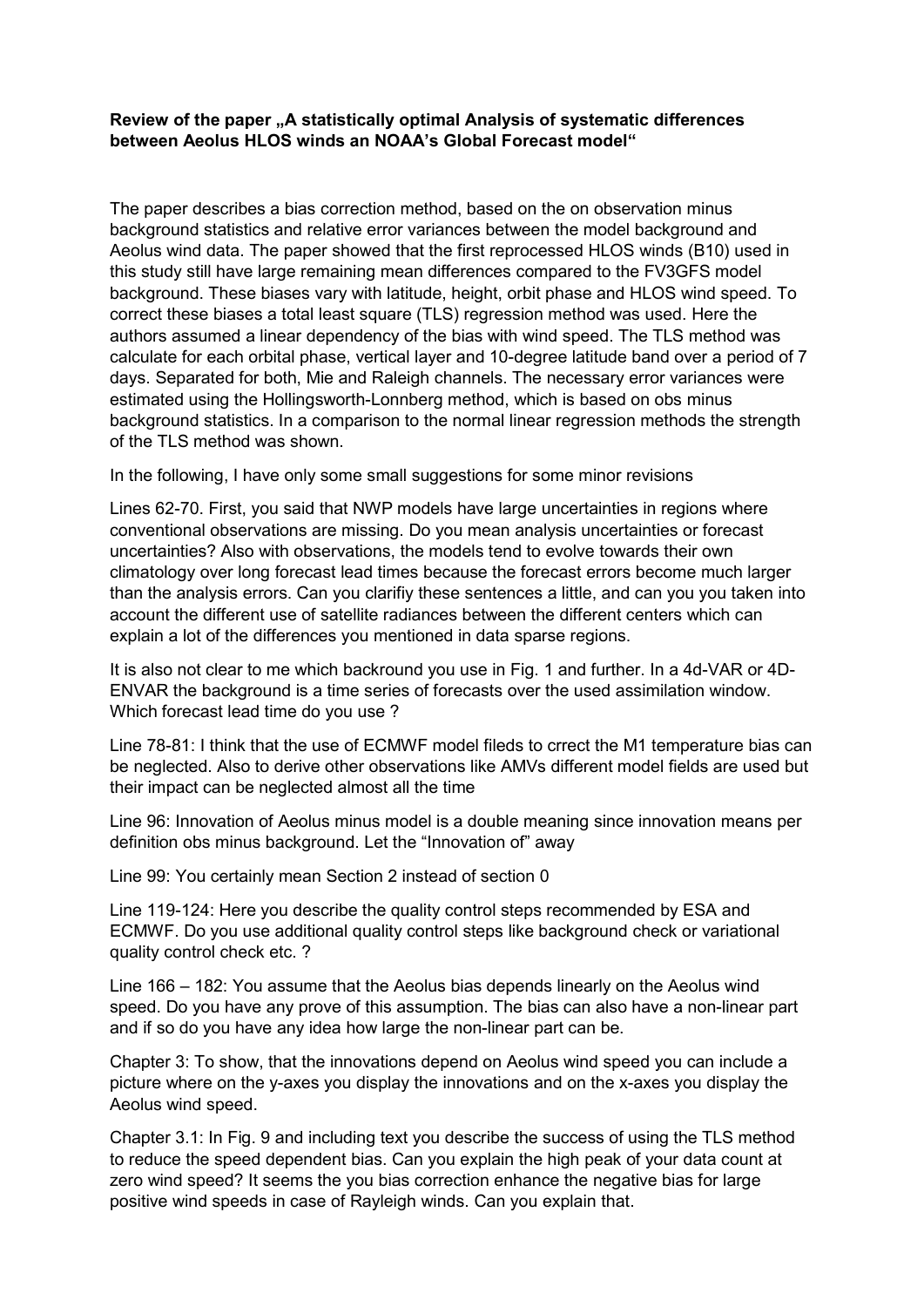**Review of the paper „A statistically optimal Analysis of systematic differences between Aeolus HLOS winds an NOAA's Global Forecast model“**

The paper describes a bias correction method, based on the on observation minus background statistics and relative error variances between the model background and Aeolus wind data. The paper showed that the first reprocessed HLOS winds (B10) used in this study still have large remaining mean differences compared to the FV3GFS model background. These biases vary with latitude, height, orbit phase and HLOS wind speed. To correct these biases a total least square (TLS) regression method was used. Here the authors assumed a linear dependency of the bias with wind speed. The TLS method was calculate for each orbital phase, vertical layer and 10-degree latitude band over a period of 7 days. Separated for both, Mie and Raleigh channels. The necessary error variances were estimated using the Hollingsworth-Lonnberg method, which is based on obs minus background statistics. In a comparison to the normal linear regression methods the strength of the TLS method was shown.

In the following, I have only some small suggestions for some minor revisions

Lines 62-70. First, you said that NWP models have large uncertainties in regions where conventional observations are missing. Do you mean analysis uncertainties or forecast uncertainties? Also with observations, the models tend to evolve towards their own climatology over long forecast lead times because the forecast errors become much larger than the analysis errors. Can you clarifiy these sentences a little, and can you you taken into account the different use of satellite radiances between the different centers which can explain a lot of the differences you mentioned in data sparse regions.

It is also not clear to me which backround you use in Fig. 1 and further. In a 4d-VAR or 4D-ENVAR the background is a time series of forecasts over the used assimilation window. Which forecast lead time do you use ?

Line 78-81: I think that the use of ECMWF model fileds to crrect the M1 temperature bias can be neglected. Also to derive other observations like AMVs different model fields are used but their impact can be neglected almost all the time

Line 96: Innovation of Aeolus minus model is a double meaning since innovation means per definition obs minus background. Let the “Innovation of” away

Line 99: You certainly mean Section 2 instead of section 0

Line 119-124: Here you describe the quality control steps recommended by ESA and ECMWF. Do you use additional quality control steps like background check or variational quality control check etc. ?

Line 166 – 182: You assume that the Aeolus bias depends linearly on the Aeolus wind speed. Do you have any prove of this assumption. The bias can also have a non-linear part and if so do you have any idea how large the non-linear part can be.

Chapter 3: To show, that the innovations depend on Aeolus wind speed you can include a picture where on the y-axes you display the innovations and on the x-axes you display the Aeolus wind speed.

Chapter 3.1: In Fig. 9 and including text you describe the success of using the TLS method to reduce the speed dependent bias. Can you explain the high peak of your data count at zero wind speed? It seems the you bias correction enhance the negative bias for large positive wind speeds in case of Rayleigh winds. Can you explain that.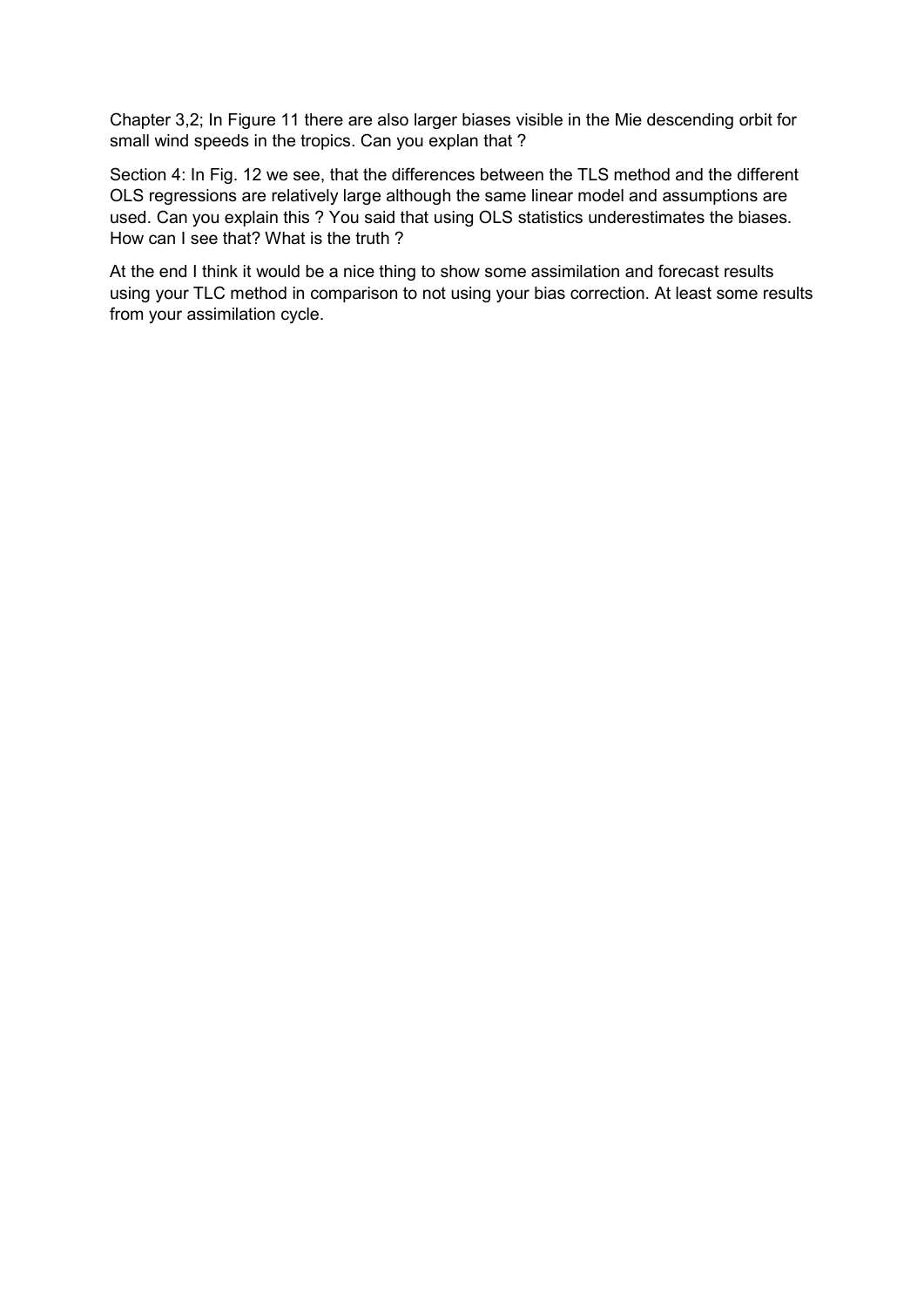Chapter 3,2; In Figure 11 there are also larger biases visible in the Mie descending orbit for small wind speeds in the tropics. Can you explan that ?

Section 4: In Fig. 12 we see, that the differences between the TLS method and the different OLS regressions are relatively large although the same linear model and assumptions are used. Can you explain this ? You said that using OLS statistics underestimates the biases. How can I see that? What is the truth ?

At the end I think it would be a nice thing to show some assimilation and forecast results using your TLC method in comparison to not using your bias correction. At least some results from your assimilation cycle.